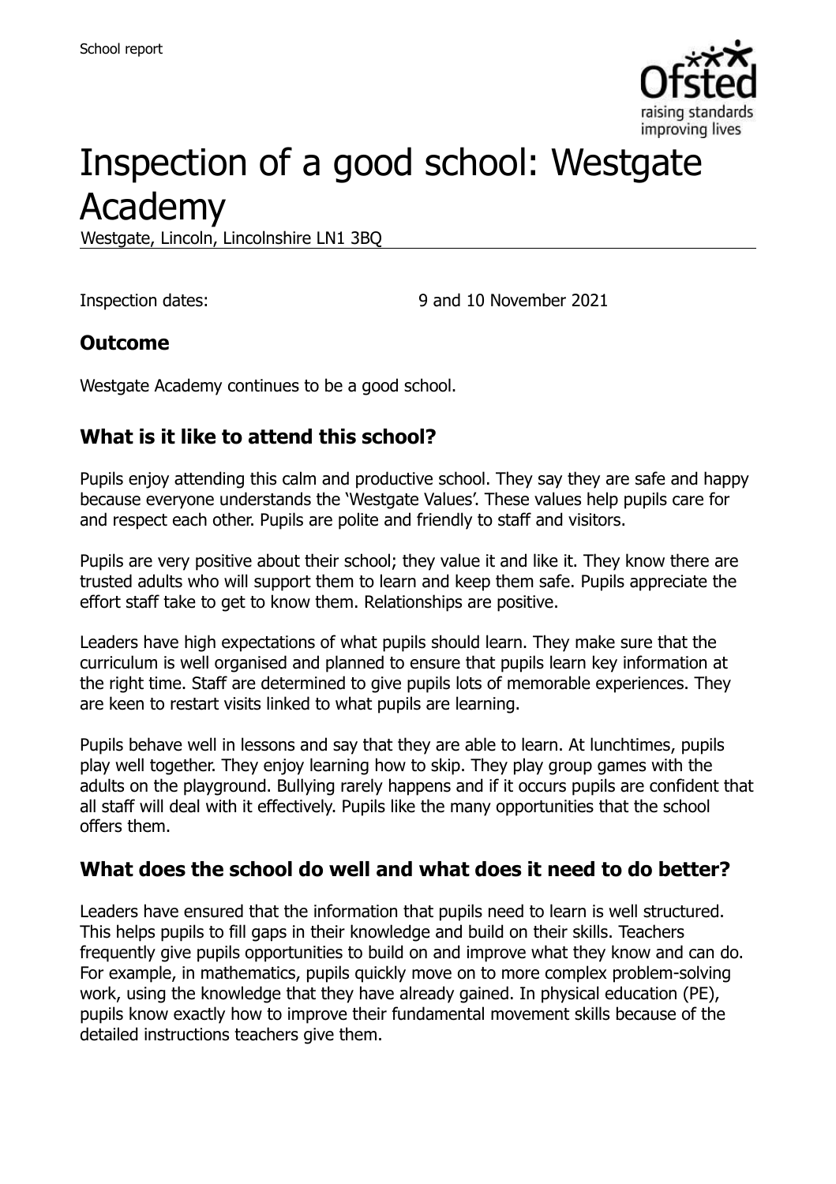School report

# Inspection of a good school: Westgate Academy

Westgate, Lincoln, Lincolnshire LN1 3BQ

Inspection dates: 9 and 10 November 2021

## Outcome

Westgate Academy continues to be a good school.

## What is it like to attend this school?

Pupils enjoy attending this calm and productive school. They say they are safe and happy because everyone understands the 'Westgate Values'. These values help pupils care for and respect each other. Pupils are polite and friendly to staff and visitors.

Pupils are very positive about their school; they value it and like it. They know there are trusted adults who will support them to learn and keep them safe. Pupils appreciate the effort staff take to get to know them. Relationships are positive.

Leaders have high expectations of what pupils should learn. They make sure that the curriculum is well organised and planned to ensure that pupils learn key information at the right time. Staff are determined to give pupils lots of memorable experiences. They are keen to restart visits linked to what pupils are learning.

Pupils behave well in lessons and say that they are able to learn. At lunchtimes, pupils play well together. They enjoy learning how to skip. They play group games with the adults on the playground. Bullying rarely happens and if it occurs pupils are confident that all staff will deal with it effectively. Pupils like the many opportunities that the school offers them.

## What does the school do well and what does it need to do better?

Leaders have ensured that the information that pupils need to learn is well structured. This helps pupils to fill gaps in their knowledge and build on their skills. Teachers frequently give pupils opportunities to build on and improve what they know and can do. For example, in mathematics, pupils quickly move on to more complex problem-solving work, using the knowledge that they have already gained. In physical education (PE), pupils know exactly how to improve their fundamental movement skills because of the detailed instructions teachers give them.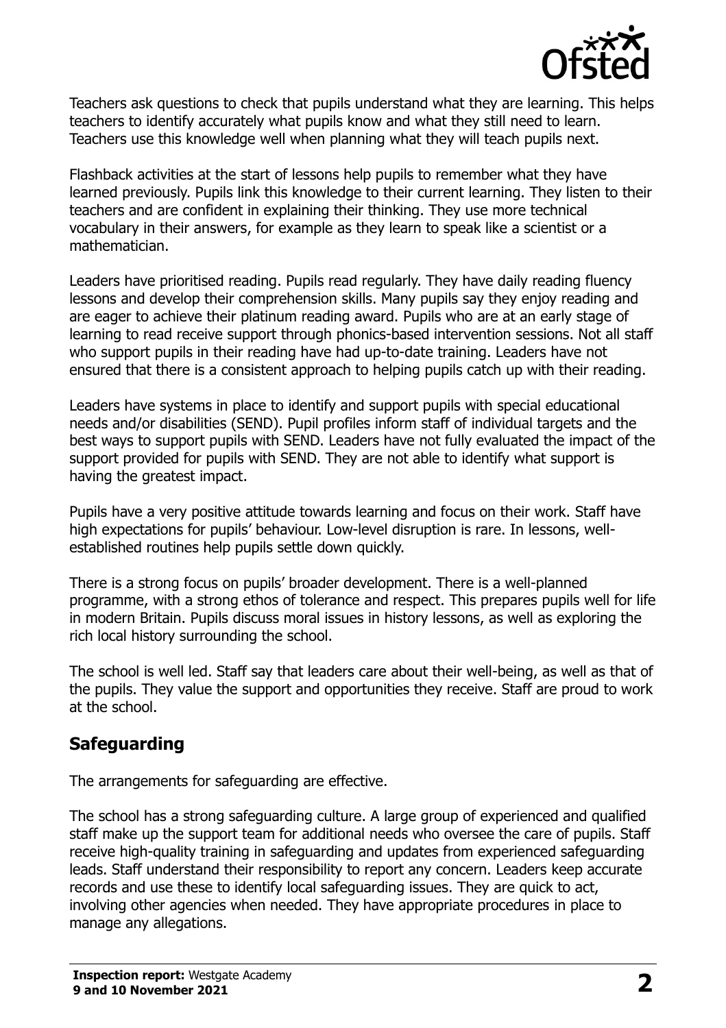Teachers ask questions to check that pupils understand what they are learning. This helps teachers to identify accurately what pupils know and what they still need to learn. Teachers use this knowledge well when planning what they will teach pupils next.

Flashback activities at the start of lessons help pupils to remember what they have learned previously. Pupils link this knowledge to their current learning. They listen to their teachers and are confident in explaining their thinking. They use more technical vocabulary in their answers, for example as they learn to speak like a scientist or a mathematician.

Leaders have prioritised reading. Pupils read regularly. They have daily reading fluency lessons and develop their comprehension skills. Many pupils say they enjoy reading and are eager to achieve their platinum reading award. Pupils who are at an early stage of learning to read receive support through phonics-based intervention sessions. Not all staff who support pupils in their reading have had up-to-date training. Leaders have not ensured that there is a consistent approach to helping pupils catch up with their reading.

Leaders have systems in place to identify and support pupils with special educational needs and/or disabilities (SEND). Pupil profiles inform staff of individual targets and the best ways to support pupils with SEND. Leaders have not fully evaluated the impact of the support provided for pupils with SEND. They are not able to identify what support is having the greatest impact.

Pupils have a very positive attitude towards learning and focus on their work. Staff have high expectations for pupils' behaviour. Low-level disruption is rare. In lessons, well-established routines help pupils settle down quickly.

There is a strong focus on pupils' broader development. There is a well-planned programme, with a strong ethos of tolerance and respect. This prepares pupils well for life in modern Britain. Pupils discuss moral issues in history lessons, as well as exploring the rich local history surrounding the school.

The school is well led. Staff say that leaders care about their well-being, as well as that of the pupils. They value the support and opportunities they receive. Staff are proud to work at the school.

## Safeguarding

The arrangements for safeguarding are effective.

The school has a strong safeguarding culture. A large group of experienced and qualified staff make up the support team for additional needs who oversee the care of pupils. Staff receive high-quality training in safeguarding and updates from experienced safeguarding leads. Staff understand their responsibility to report any concern. Leaders keep accurate records and use these to identify local safeguarding issues. They are quick to act, involving other agencies when needed. They have appropriate procedures in place to manage any allegations.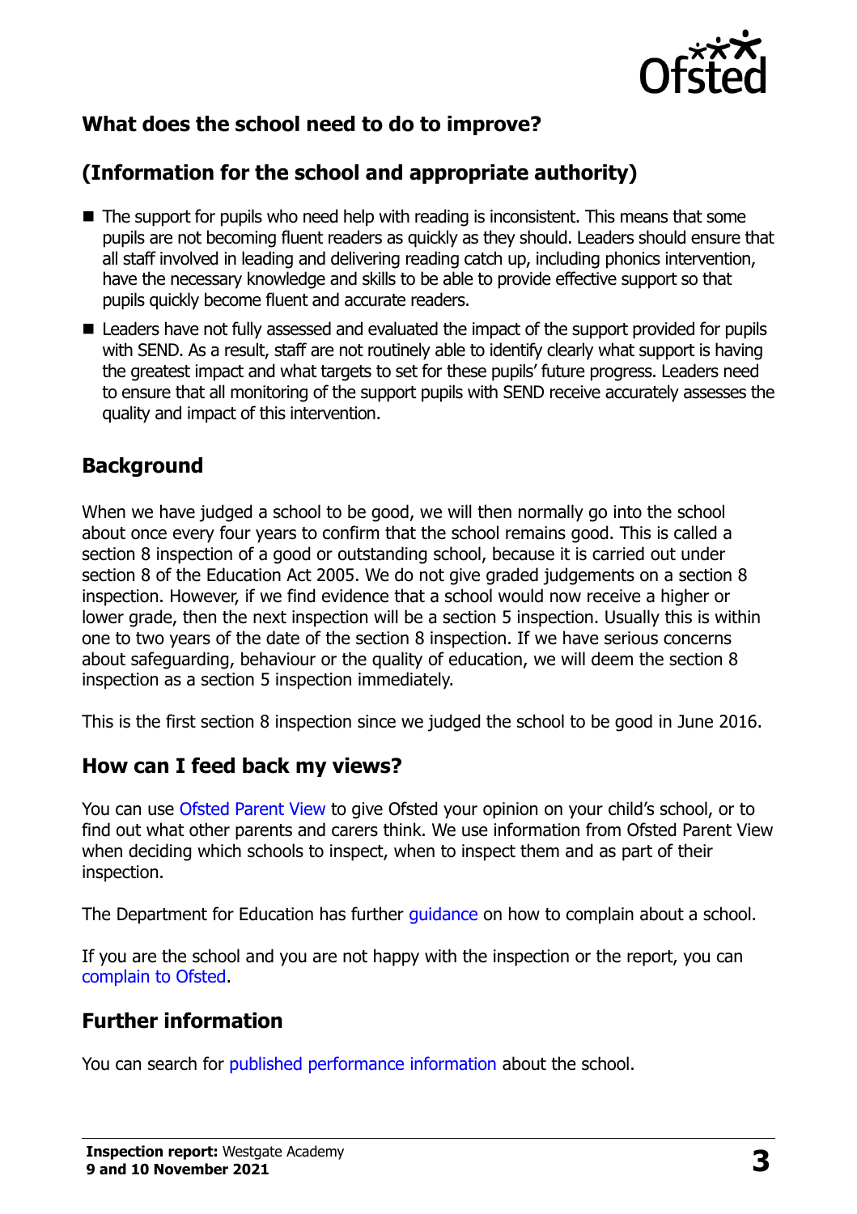## What does the school need to do to improve?

## (Information for the school and appropriate authority)

- The support for pupils who need help with reading is inconsistent. This means that some pupils are not becoming fluent readers as quickly as they should. Leaders should ensure that all staff involved in leading and delivering reading catch up, including phonics intervention, have the necessary knowledge and skills to be able to provide effective support so that pupils quickly become fluent and accurate readers.
- Leaders have not fully assessed and evaluated the impact of the support provided for pupils with SEND. As a result, staff are not routinely able to identify clearly what support is having the greatest impact and what targets to set for these pupils' future progress. Leaders need to ensure that all monitoring of the support pupils with SEND receive accurately assesses the quality and impact of this intervention.

## Background

When we have judged a school to be good, we will then normally go into the school about once every four years to confirm that the school remains good. This is called a section 8 inspection of a good or outstanding school, because it is carried out under section 8 of the Education Act 2005. We do not give graded judgements on a section 8 inspection. However, if we find evidence that a school would now receive a higher or lower grade, then the next inspection will be a section 5 inspection. Usually this is within one to two years of the date of the section 8 inspection. If we have serious concerns about safeguarding, behaviour or the quality of education, we will deem the section 8 inspection as a section 5 inspection immediately.

This is the first section 8 inspection since we judged the school to be good in June 2016.

## How can I feed back my views?

You can use Ofsted Parent View to give Ofsted your opinion on your child's school, or to find out what other parents and carers think. We use information from Ofsted Parent View when deciding which schools to inspect, when to inspect them and as part of their inspection.

The Department for Education has further guidance on how to complain about a school.

If you are the school and you are not happy with the inspection or the report, you can complain to Ofsted.

## Further information

You can search for published performance information about the school.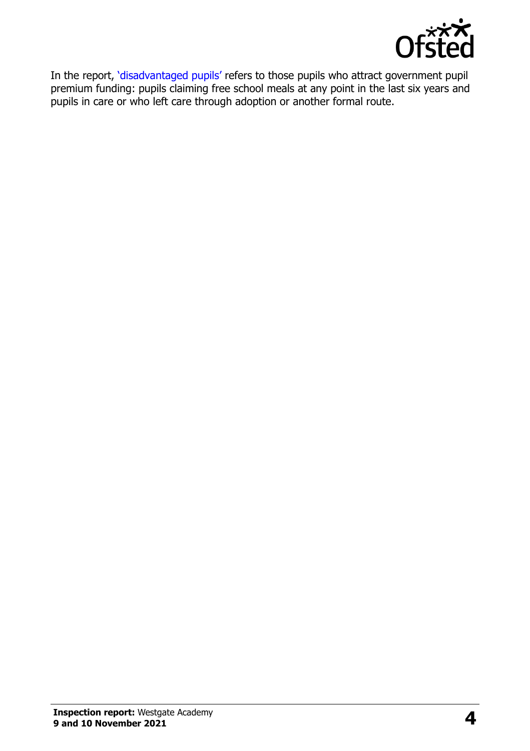In the report, 'disadvantaged pupils' refers to those pupils who attract government pupil premium funding: pupils claiming free school meals at any point in the last six years and pupils in care or who left care through adoption or another formal route.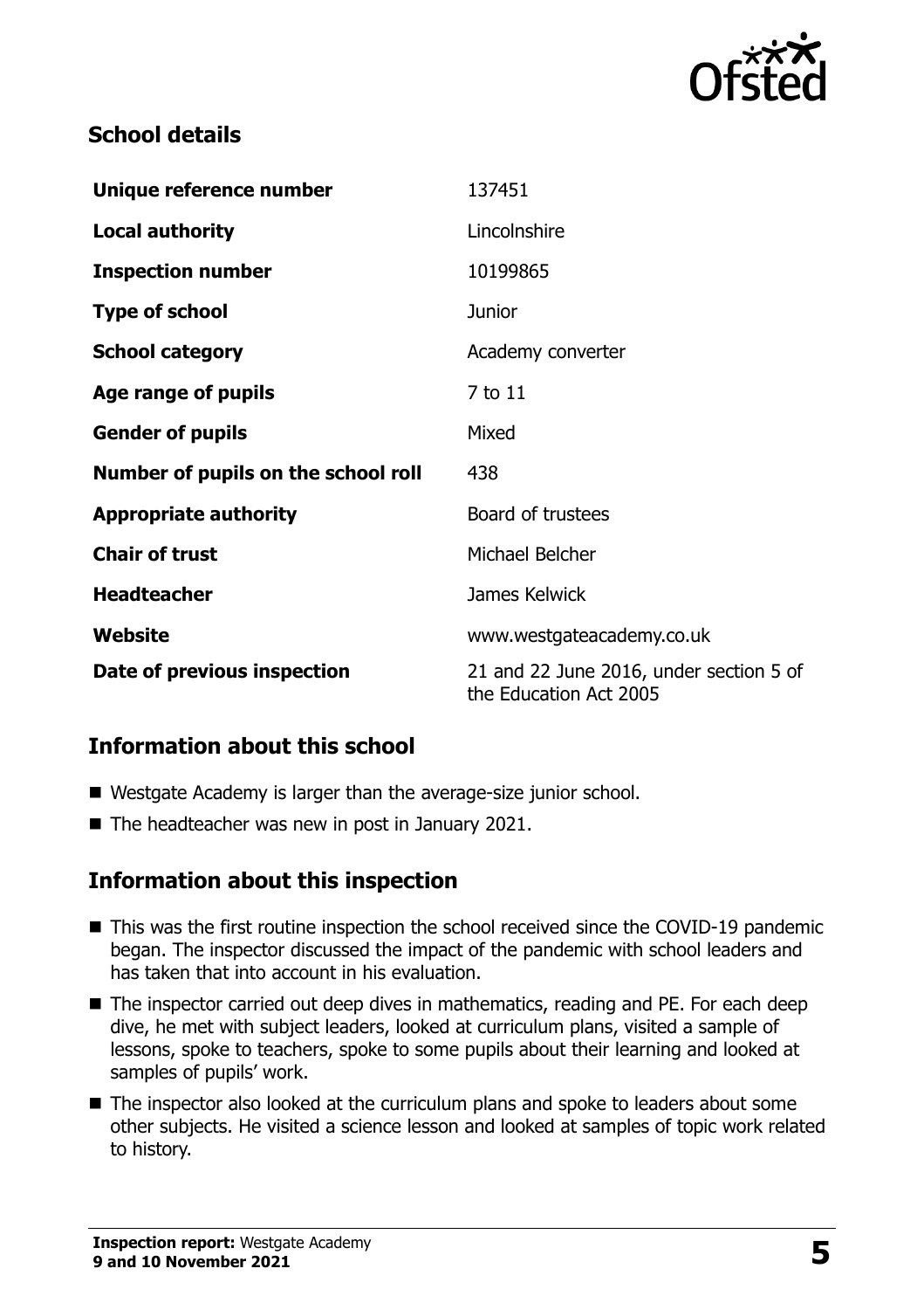## School details

| | |
|---|---|
| **Unique reference number** | 137451 |
| **Local authority** | Lincolnshire |
| **Inspection number** | 10199865 |
| **Type of school** | Junior |
| **School category** | Academy converter |
| **Age range of pupils** | 7 to 11 |
| **Gender of pupils** | Mixed |
| **Number of pupils on the school roll** | 438 |
| **Appropriate authority** | Board of trustees |
| **Chair of trust** | Michael Belcher |
| **Headteacher** | James Kelwick |
| **Website** | www.westgateacademy.co.uk |
| **Date of previous inspection** | 21 and 22 June 2016, under section 5 of the Education Act 2005 |

## Information about this school

- Westgate Academy is larger than the average-size junior school.
- The headteacher was new in post in January 2021.

## Information about this inspection

- This was the first routine inspection the school received since the COVID-19 pandemic began. The inspector discussed the impact of the pandemic with school leaders and has taken that into account in his evaluation.
- The inspector carried out deep dives in mathematics, reading and PE. For each deep dive, he met with subject leaders, looked at curriculum plans, visited a sample of lessons, spoke to teachers, spoke to some pupils about their learning and looked at samples of pupils' work.
- The inspector also looked at the curriculum plans and spoke to leaders about some other subjects. He visited a science lesson and looked at samples of topic work related to history.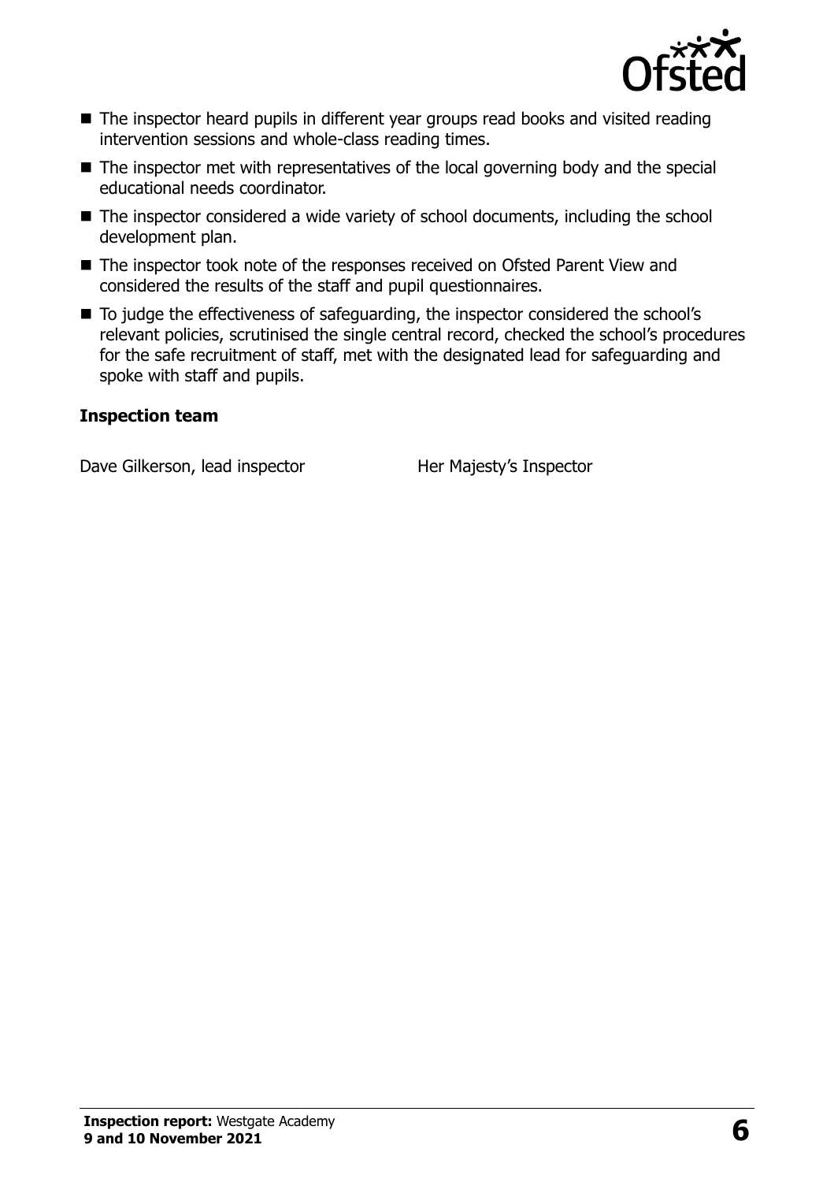- The inspector heard pupils in different year groups read books and visited reading intervention sessions and whole-class reading times.
- The inspector met with representatives of the local governing body and the special educational needs coordinator.
- The inspector considered a wide variety of school documents, including the school development plan.
- The inspector took note of the responses received on Ofsted Parent View and considered the results of the staff and pupil questionnaires.
- To judge the effectiveness of safeguarding, the inspector considered the school's relevant policies, scrutinised the single central record, checked the school's procedures for the safe recruitment of staff, met with the designated lead for safeguarding and spoke with staff and pupils.

### Inspection team

| | |
|---|---|
| Dave Gilkerson, lead inspector | Her Majesty's Inspector |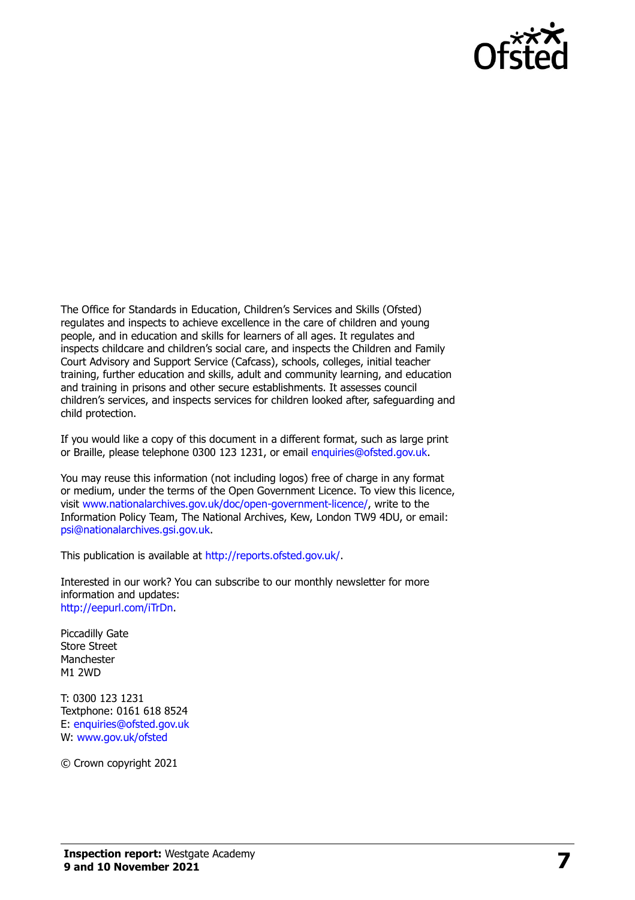The Office for Standards in Education, Children's Services and Skills (Ofsted) regulates and inspects to achieve excellence in the care of children and young people, and in education and skills for learners of all ages. It regulates and inspects childcare and children's social care, and inspects the Children and Family Court Advisory and Support Service (Cafcass), schools, colleges, initial teacher training, further education and skills, adult and community learning, and education and training in prisons and other secure establishments. It assesses council children's services, and inspects services for children looked after, safeguarding and child protection.

If you would like a copy of this document in a different format, such as large print or Braille, please telephone 0300 123 1231, or email enquiries@ofsted.gov.uk.

You may reuse this information (not including logos) free of charge in any format or medium, under the terms of the Open Government Licence. To view this licence, visit www.nationalarchives.gov.uk/doc/open-government-licence/, write to the Information Policy Team, The National Archives, Kew, London TW9 4DU, or email: psi@nationalarchives.gsi.gov.uk.

This publication is available at http://reports.ofsted.gov.uk/.

Interested in our work? You can subscribe to our monthly newsletter for more information and updates:
http://eepurl.com/iTrDn.

Piccadilly Gate
Store Street
Manchester
M1 2WD

T: 0300 123 1231
Textphone: 0161 618 8524
E: enquiries@ofsted.gov.uk
W: www.gov.uk/ofsted

© Crown copyright 2021